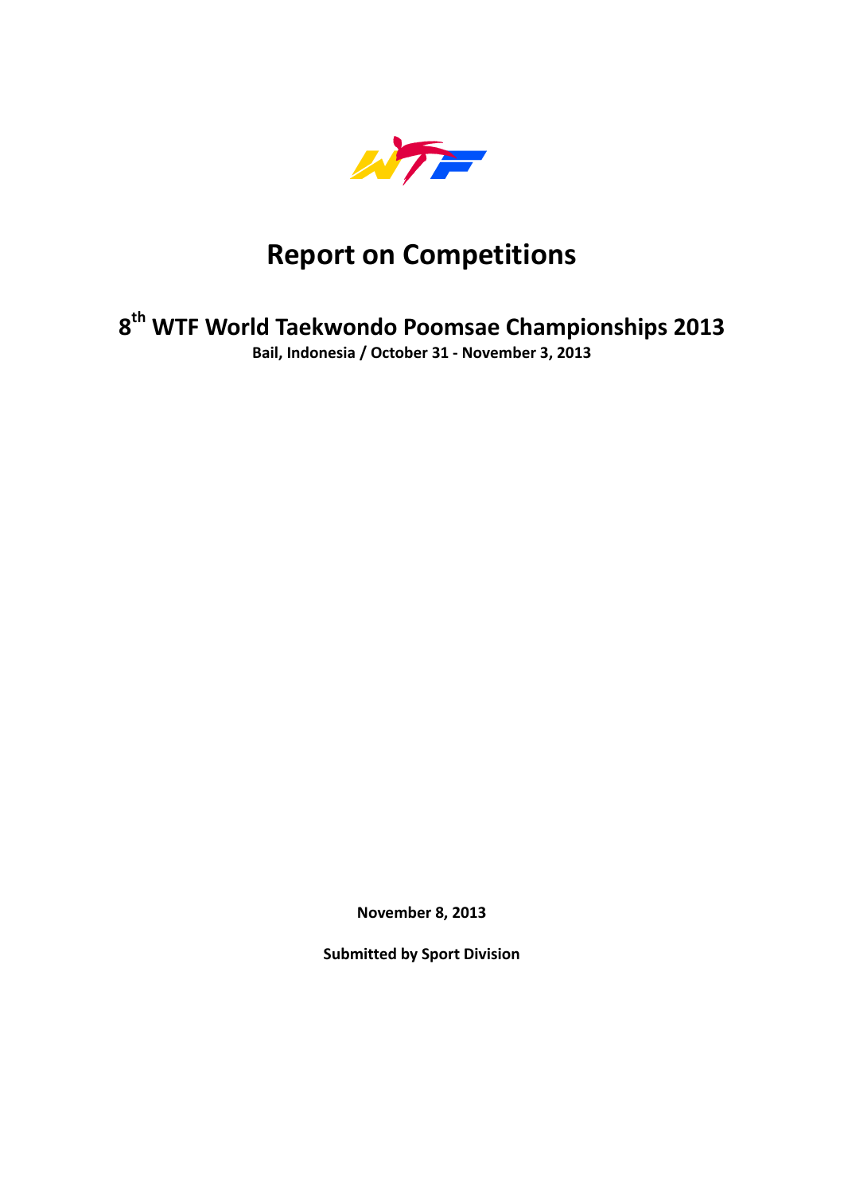# Report on Competitions

## 8th WTF World Taekwondo Poomsae Championships 2013

**Bail, Indonesia / October 31 - November 3, 2013**

**November 8, 2013**

**Submitted by Sport Division**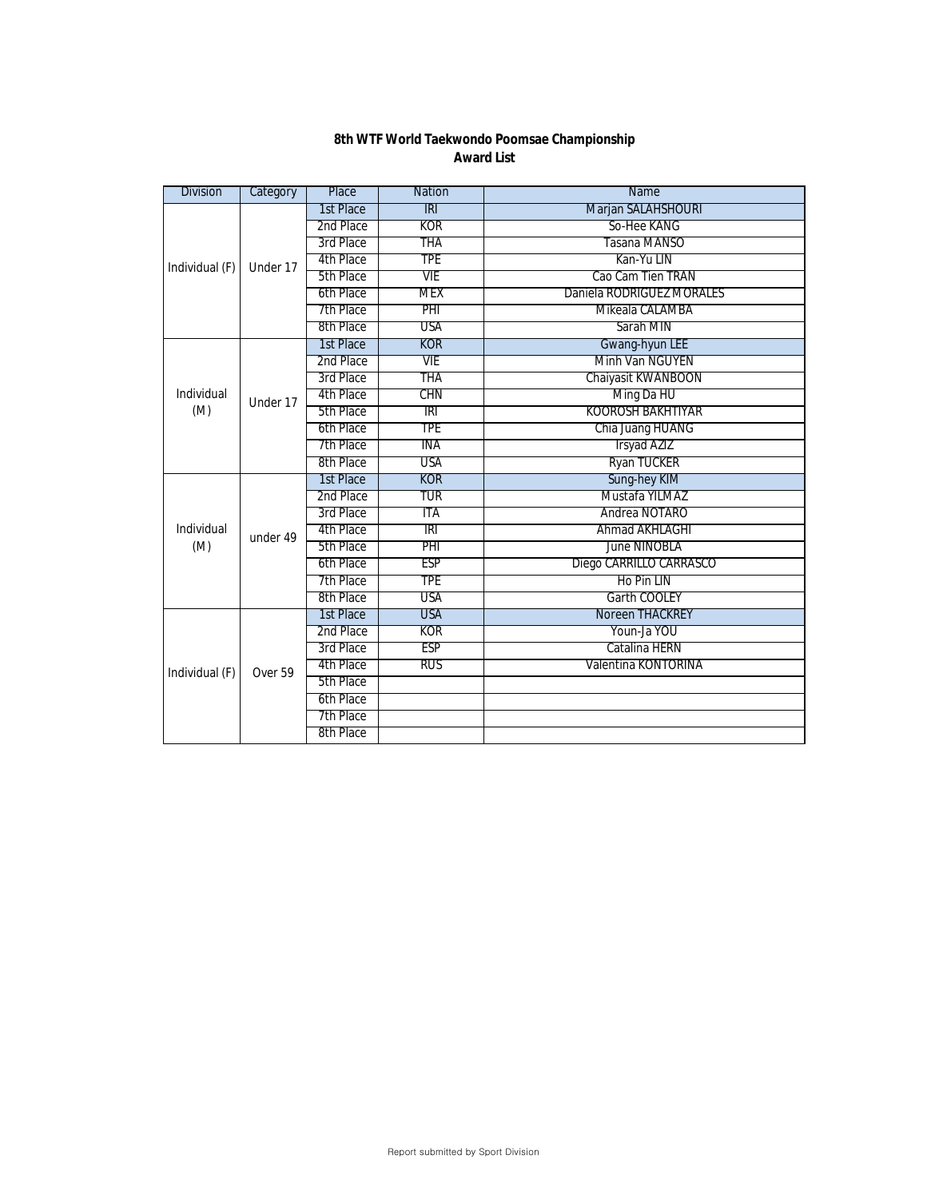**8th WTF World Taekwondo Poomsae Championship**
**Award List**

| Division | Category | Place | Nation | Name |
|---|---|---|---|---|
| Individual (F) | Under 17 | 1st Place | IRI | Marjan SALAHSHOURI |
| | | 2nd Place | KOR | So-Hee KANG |
| | | 3rd Place | THA | Tasana MANSO |
| | | 4th Place | TPE | Kan-Yu LIN |
| | | 5th Place | VIE | Cao Cam Tien TRAN |
| | | 6th Place | MEX | Daniela RODRIGUEZ MORALES |
| | | 7th Place | PHI | Mikeala CALAMBA |
| | | 8th Place | USA | Sarah MIN |
| Individual (M) | Under 17 | 1st Place | KOR | Gwang-hyun LEE |
| | | 2nd Place | VIE | Minh Van NGUYEN |
| | | 3rd Place | THA | Chaiyasit KWANBOON |
| | | 4th Place | CHN | Ming Da HU |
| | | 5th Place | IRI | KOOROSH BAKHTIYAR |
| | | 6th Place | TPE | Chia Juang HUANG |
| | | 7th Place | INA | Irsyad AZIZ |
| | | 8th Place | USA | Ryan TUCKER |
| Individual (M) | under 49 | 1st Place | KOR | Sung-hey KIM |
| | | 2nd Place | TUR | Mustafa YILMAZ |
| | | 3rd Place | ITA | Andrea NOTARO |
| | | 4th Place | IRI | Ahmad AKHLAGHI |
| | | 5th Place | PHI | June NINOBLA |
| | | 6th Place | ESP | Diego CARRILLO CARRASCO |
| | | 7th Place | TPE | Ho Pin LIN |
| | | 8th Place | USA | Garth COOLEY |
| Individual (F) | Over 59 | 1st Place | USA | Noreen THACKREY |
| | | 2nd Place | KOR | Youn-Ja YOU |
| | | 3rd Place | ESP | Catalina HERN |
| | | 4th Place | RUS | Valentina KONTORINA |
| | | 5th Place | | |
| | | 6th Place | | |
| | | 7th Place | | |
| | | 8th Place | | |

Report submitted by Sport Division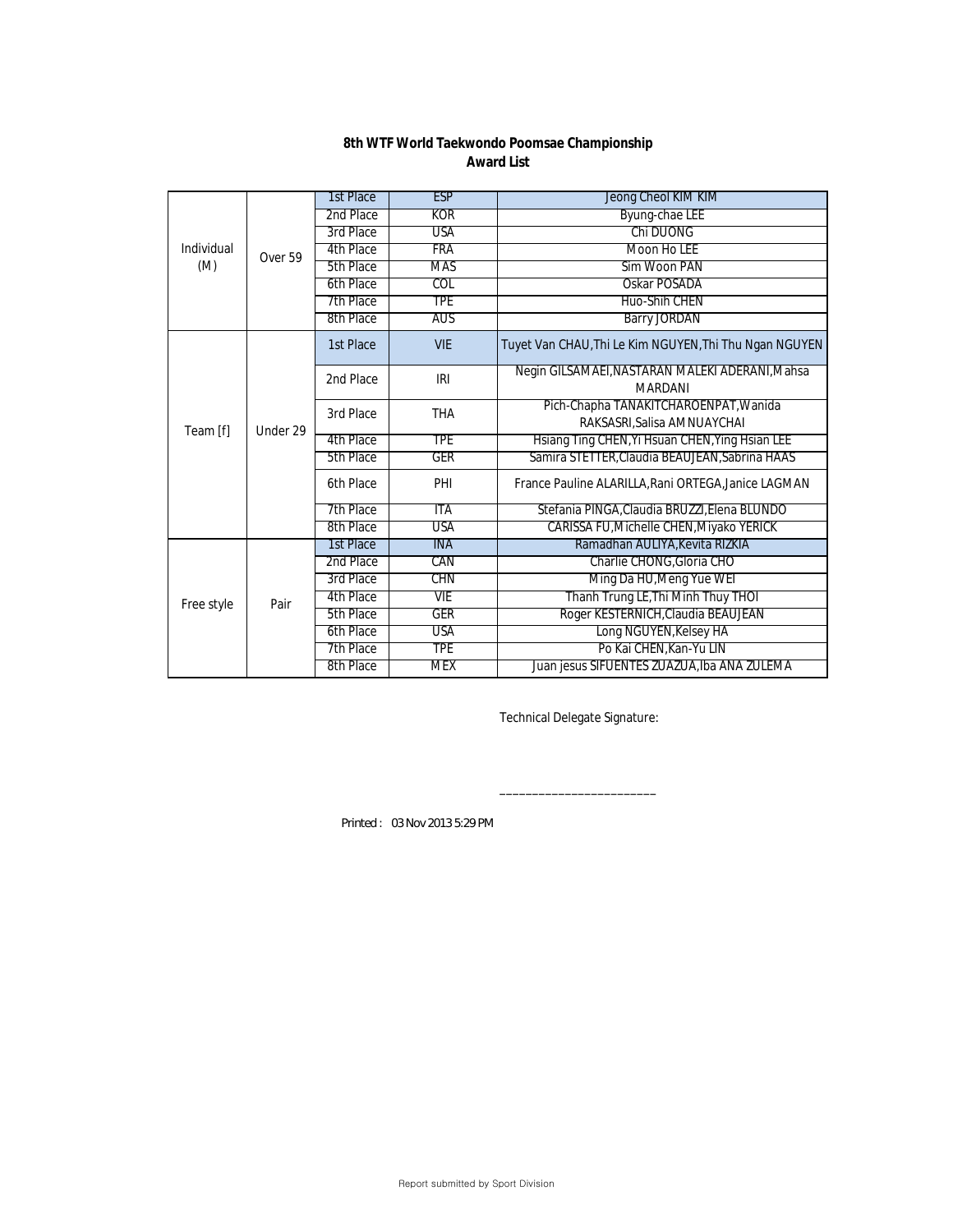**8th WTF World Taekwondo Poomsae Championship**
**Award List**

| | | | | |
|---|---|---|---|---|
| Individual (M) | Over 59 | 1st Place | ESP | Jeong Cheol KIM KIM |
| | | 2nd Place | KOR | Byung-chae LEE |
| | | 3rd Place | USA | Chi DUONG |
| | | 4th Place | FRA | Moon Ho LEE |
| | | 5th Place | MAS | Sim Woon PAN |
| | | 6th Place | COL | Oskar POSADA |
| | | 7th Place | TPE | Huo-Shih CHEN |
| | | 8th Place | AUS | Barry JORDAN |
| Team [f] | Under 29 | 1st Place | VIE | Tuyet Van CHAU,Thi Le Kim NGUYEN,Thi Thu Ngan NGUYEN |
| | | 2nd Place | IRI | Negin GILSAMAEI,NASTARAN MALEKI ADERANI,Mahsa MARDANI |
| | | 3rd Place | THA | Pich-Chapha TANAKITCHAROENPAT,Wanida RAKSASRI,Salisa AMNUAYCHAI |
| | | 4th Place | TPE | Hsiang Ting CHEN,Yi Hsuan CHEN,Ying Hsian LEE |
| | | 5th Place | GER | Samira STETTER,Claudia BEAUJEAN,Sabrina HAAS |
| | | 6th Place | PHI | France Pauline ALARILLA,Rani ORTEGA,Janice LAGMAN |
| | | 7th Place | ITA | Stefania PINGA,Claudia BRUZZI,Elena BLUNDO |
| | | 8th Place | USA | CARISSA FU,Michelle CHEN,Miyako YERICK |
| Free style | Pair | 1st Place | INA | Ramadhan AULIYA,Kevita RIZKIA |
| | | 2nd Place | CAN | Charlie CHONG,Gloria CHO |
| | | 3rd Place | CHN | Ming Da HU,Meng Yue WEI |
| | | 4th Place | VIE | Thanh Trung LE,Thi Minh Thuy THOI |
| | | 5th Place | GER | Roger KESTERNICH,Claudia BEAUJEAN |
| | | 6th Place | USA | Long NGUYEN,Kelsey HA |
| | | 7th Place | TPE | Po Kai CHEN,Kan-Yu LIN |
| | | 8th Place | MEX | Juan jesus SIFUENTES ZUAZUA,Iba ANA ZULEMA |

Technical Delegate Signature:

______________________

Printed : 03 Nov 2013 5:29 PM

Report submitted by Sport Division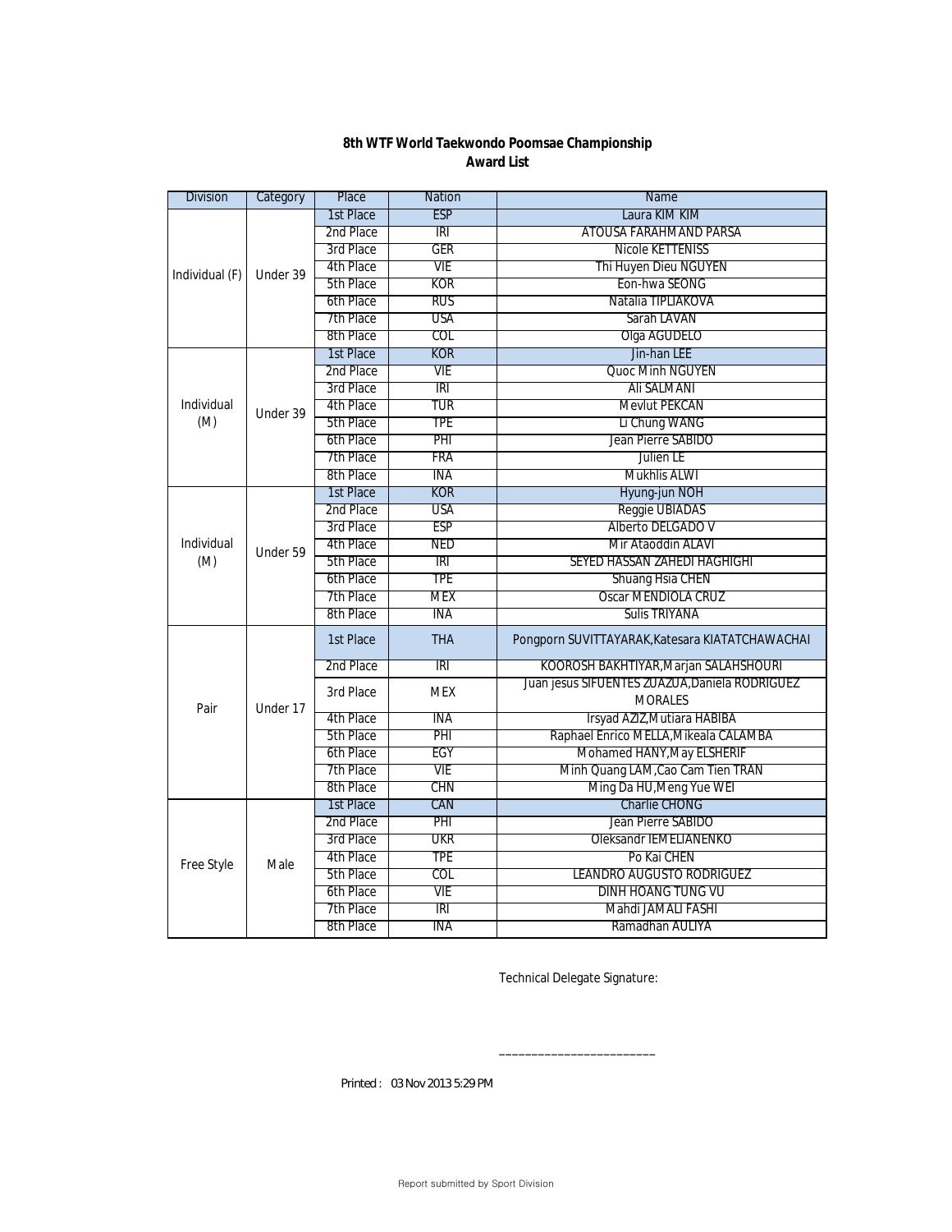**8th WTF World Taekwondo Poomsae Championship**
**Award List**

| Division | Category | Place | Nation | Name |
|---|---|---|---|---|
| Individual (F) | Under 39 | 1st Place | ESP | Laura KIM KIM |
| | | 2nd Place | IRI | ATOUSA FARAHMAND PARSA |
| | | 3rd Place | GER | Nicole KETTENISS |
| | | 4th Place | VIE | Thi Huyen Dieu NGUYEN |
| | | 5th Place | KOR | Eon-hwa SEONG |
| | | 6th Place | RUS | Natalia TIPLIAKOVA |
| | | 7th Place | USA | Sarah LAVAN |
| | | 8th Place | COL | Olga AGUDELO |
| Individual (M) | Under 39 | 1st Place | KOR | Jin-han LEE |
| | | 2nd Place | VIE | Quoc Minh NGUYEN |
| | | 3rd Place | IRI | Ali SALMANI |
| | | 4th Place | TUR | Mevlut PEKCAN |
| | | 5th Place | TPE | Li Chung WANG |
| | | 6th Place | PHI | Jean Pierre SABIDO |
| | | 7th Place | FRA | Julien LE |
| | | 8th Place | INA | Mukhlis ALWI |
| Individual (M) | Under 59 | 1st Place | KOR | Hyung-jun NOH |
| | | 2nd Place | USA | Reggie UBIADAS |
| | | 3rd Place | ESP | Alberto DELGADO V |
| | | 4th Place | NED | Mir Ataoddin ALAVI |
| | | 5th Place | IRI | SEYED HASSAN ZAHEDI HAGHIGHI |
| | | 6th Place | TPE | Shuang Hsia CHEN |
| | | 7th Place | MEX | Oscar MENDIOLA CRUZ |
| | | 8th Place | INA | Sulis TRIYANA |
| Pair | Under 17 | 1st Place | THA | Pongporn SUVITTAYARAK,Katesara KIATATCHAWACHAI |
| | | 2nd Place | IRI | KOOROSH BAKHTIYAR,Marjan SALAHSHOURI |
| | | 3rd Place | MEX | Juan jesus SIFUENTES ZUAZUA,Daniela RODRIGUEZ MORALES |
| | | 4th Place | INA | Irsyad AZIZ,Mutiara HABIBA |
| | | 5th Place | PHI | Raphael Enrico MELLA,Mikeala CALAMBA |
| | | 6th Place | EGY | Mohamed HANY,May ELSHERIF |
| | | 7th Place | VIE | Minh Quang LAM,Cao Cam Tien TRAN |
| | | 8th Place | CHN | Ming Da HU,Meng Yue WEI |
| Free Style | Male | 1st Place | CAN | Charlie CHONG |
| | | 2nd Place | PHI | Jean Pierre SABIDO |
| | | 3rd Place | UKR | Oleksandr IEMELIANENKO |
| | | 4th Place | TPE | Po Kai CHEN |
| | | 5th Place | COL | LEANDRO AUGUSTO RODRIGUEZ |
| | | 6th Place | VIE | DINH HOANG TUNG VU |
| | | 7th Place | IRI | Mahdi JAMALI FASHI |
| | | 8th Place | INA | Ramadhan AULIYA |

Technical Delegate Signature:

________________________

Printed : 03 Nov 2013 5:29 PM

Report submitted by Sport Division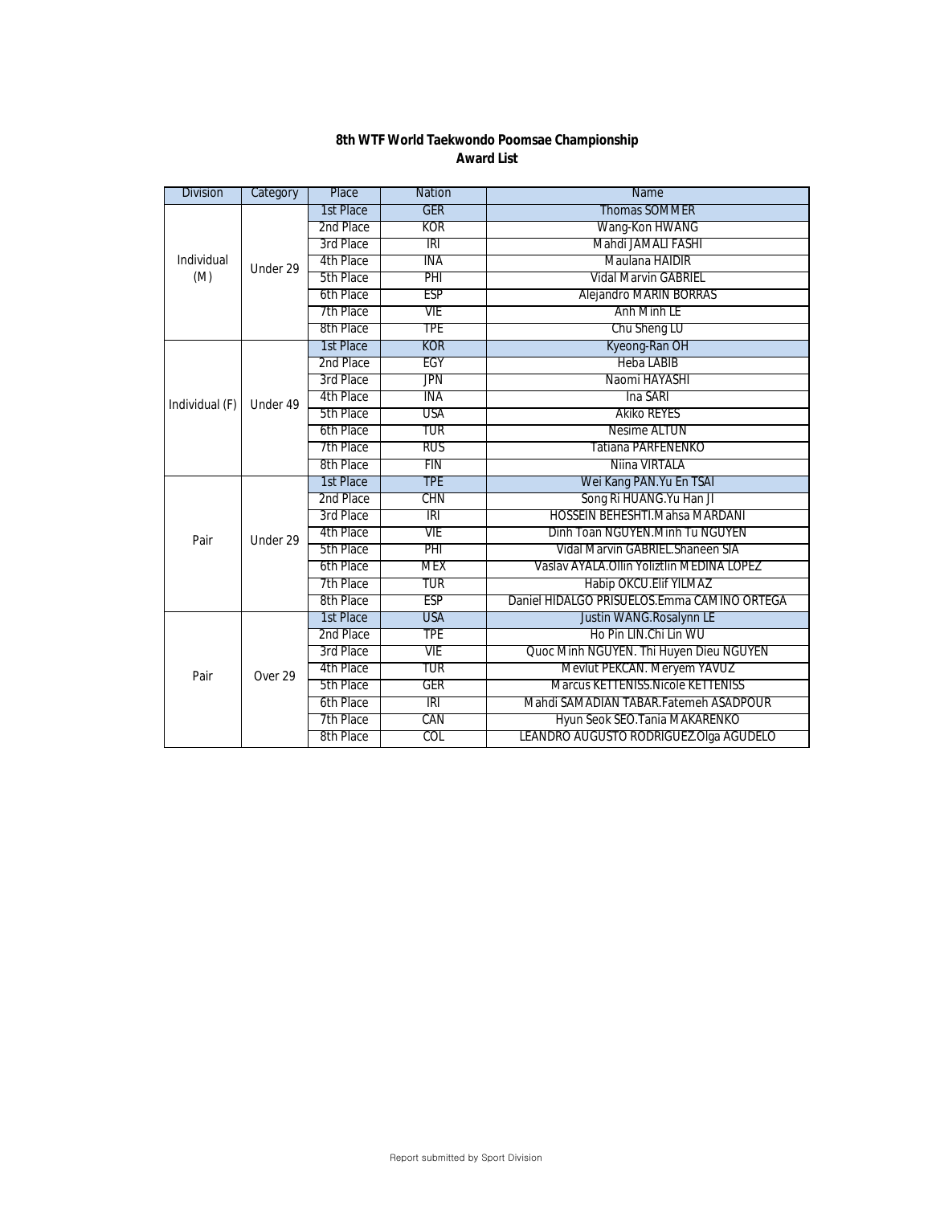**8th WTF World Taekwondo Poomsae Championship**
**Award List**

| Division | Category | Place | Nation | Name |
|---|---|---|---|---|
| Individual (M) | Under 29 | 1st Place | GER | Thomas SOMMER |
| | | 2nd Place | KOR | Wang-Kon HWANG |
| | | 3rd Place | IRI | Mahdi JAMALI FASHI |
| | | 4th Place | INA | Maulana HAIDIR |
| | | 5th Place | PHI | Vidal Marvin GABRIEL |
| | | 6th Place | ESP | Alejandro MARIN BORRAS |
| | | 7th Place | VIE | Anh Minh LE |
| | | 8th Place | TPE | Chu Sheng LU |
| Individual (F) | Under 49 | 1st Place | KOR | Kyeong-Ran OH |
| | | 2nd Place | EGY | Heba LABIB |
| | | 3rd Place | JPN | Naomi HAYASHI |
| | | 4th Place | INA | Ina SARI |
| | | 5th Place | USA | Akiko REYES |
| | | 6th Place | TUR | Nesime ALTUN |
| | | 7th Place | RUS | Tatiana PARFENENKO |
| | | 8th Place | FIN | Niina VIRTALA |
| Pair | Under 29 | 1st Place | TPE | Wei Kang PAN.Yu En TSAI |
| | | 2nd Place | CHN | Song Ri HUANG.Yu Han JI |
| | | 3rd Place | IRI | HOSSEIN BEHESHTI.Mahsa MARDANI |
| | | 4th Place | VIE | Dinh Toan NGUYEN.Minh Tu NGUYEN |
| | | 5th Place | PHI | Vidal Marvin GABRIEL.Shaneen SIA |
| | | 6th Place | MEX | Vaslav AYALA.Ollin Yoliztlin MEDINA LOPEZ |
| | | 7th Place | TUR | Habip OKCU.Elif YILMAZ |
| | | 8th Place | ESP | Daniel HIDALGO PRISUELOS.Emma CAMINO ORTEGA |
| Pair | Over 29 | 1st Place | USA | Justin WANG.Rosalynn LE |
| | | 2nd Place | TPE | Ho Pin LIN.Chi Lin WU |
| | | 3rd Place | VIE | Quoc Minh NGUYEN. Thi Huyen Dieu NGUYEN |
| | | 4th Place | TUR | Mevlut PEKCAN. Meryem YAVUZ |
| | | 5th Place | GER | Marcus KETTENISS.Nicole KETTENISS |
| | | 6th Place | IRI | Mahdi SAMADIAN TABAR.Fatemeh ASADPOUR |
| | | 7th Place | CAN | Hyun Seok SEO.Tania MAKARENKO |
| | | 8th Place | COL | LEANDRO AUGUSTO RODRIGUEZ.Olga AGUDELO |

Report submitted by Sport Division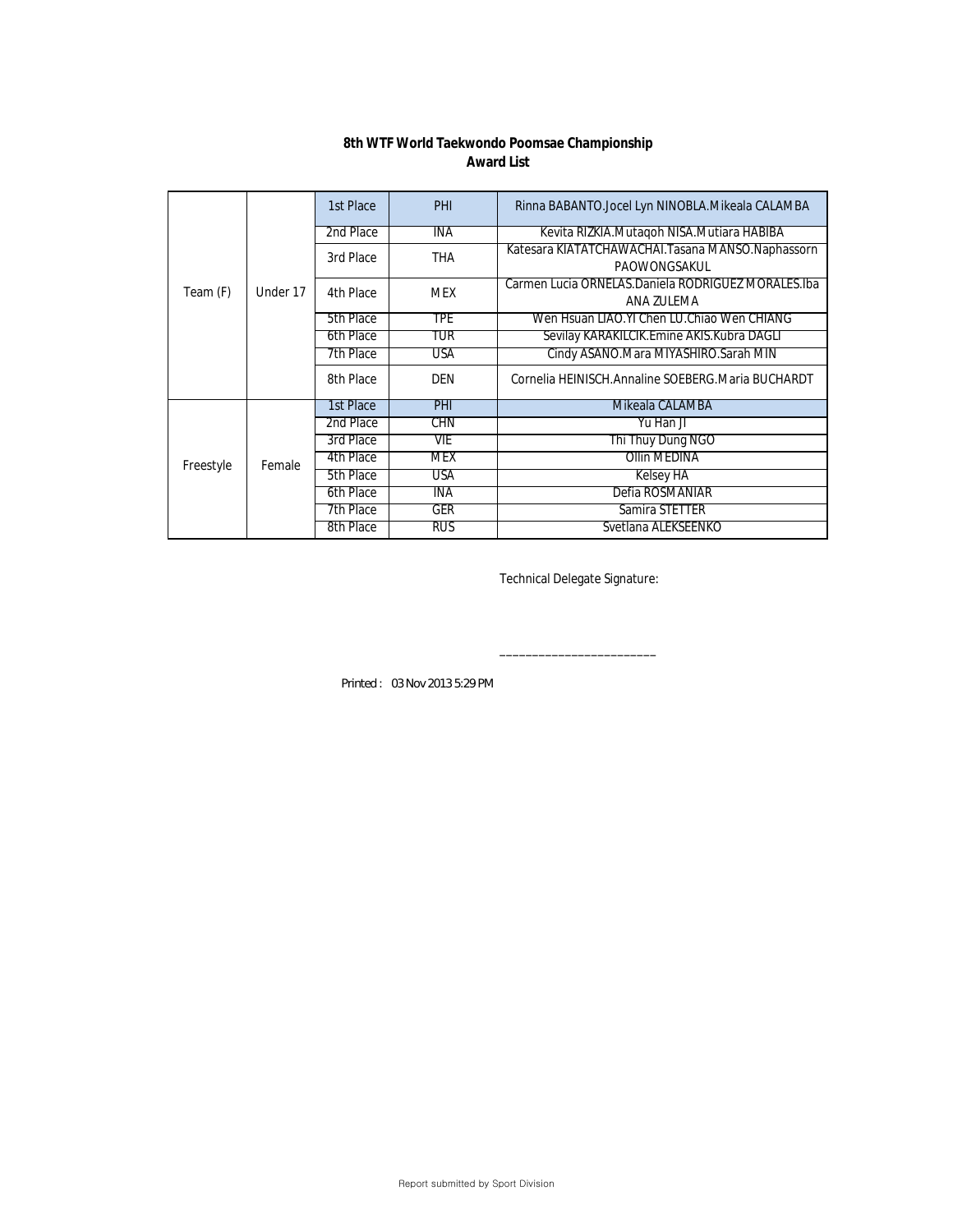**8th WTF World Taekwondo Poomsae Championship**
**Award List**

| | | | | |
|---|---|---|---|---|
| Team (F) | Under 17 | 1st Place | PHI | Rinna BABANTO.Jocel Lyn NINOBLA.Mikeala CALAMBA |
| | | 2nd Place | INA | Kevita RIZKIA.Mutaqoh NISA.Mutiara HABIBA |
| | | 3rd Place | THA | Katesara KIATATCHAWACHAI.Tasana MANSO.Naphassorn PAOWONGSAKUL |
| | | 4th Place | MEX | Carmen Lucia ORNELAS.Daniela RODRIGUEZ MORALES.Iba ANA ZULEMA |
| | | 5th Place | TPE | Wen Hsuan LIAO.Yi Chen LU.Chiao Wen CHIANG |
| | | 6th Place | TUR | Sevilay KARAKILCIK.Emine AKIS.Kubra DAGLI |
| | | 7th Place | USA | Cindy ASANO.Mara MIYASHIRO.Sarah MIN |
| | | 8th Place | DEN | Cornelia HEINISCH.Annaline SOEBERG.Maria BUCHARDT |
| Freestyle | Female | 1st Place | PHI | Mikeala CALAMBA |
| | | 2nd Place | CHN | Yu Han JI |
| | | 3rd Place | VIE | Thi Thuy Dung NGO |
| | | 4th Place | MEX | Ollin MEDINA |
| | | 5th Place | USA | Kelsey HA |
| | | 6th Place | INA | Defia ROSMANIAR |
| | | 7th Place | GER | Samira STETTER |
| | | 8th Place | RUS | Svetlana ALEKSEENKO |

Technical Delegate Signature:

_________________________

Printed : 03 Nov 2013 5:29 PM

Report submitted by Sport Division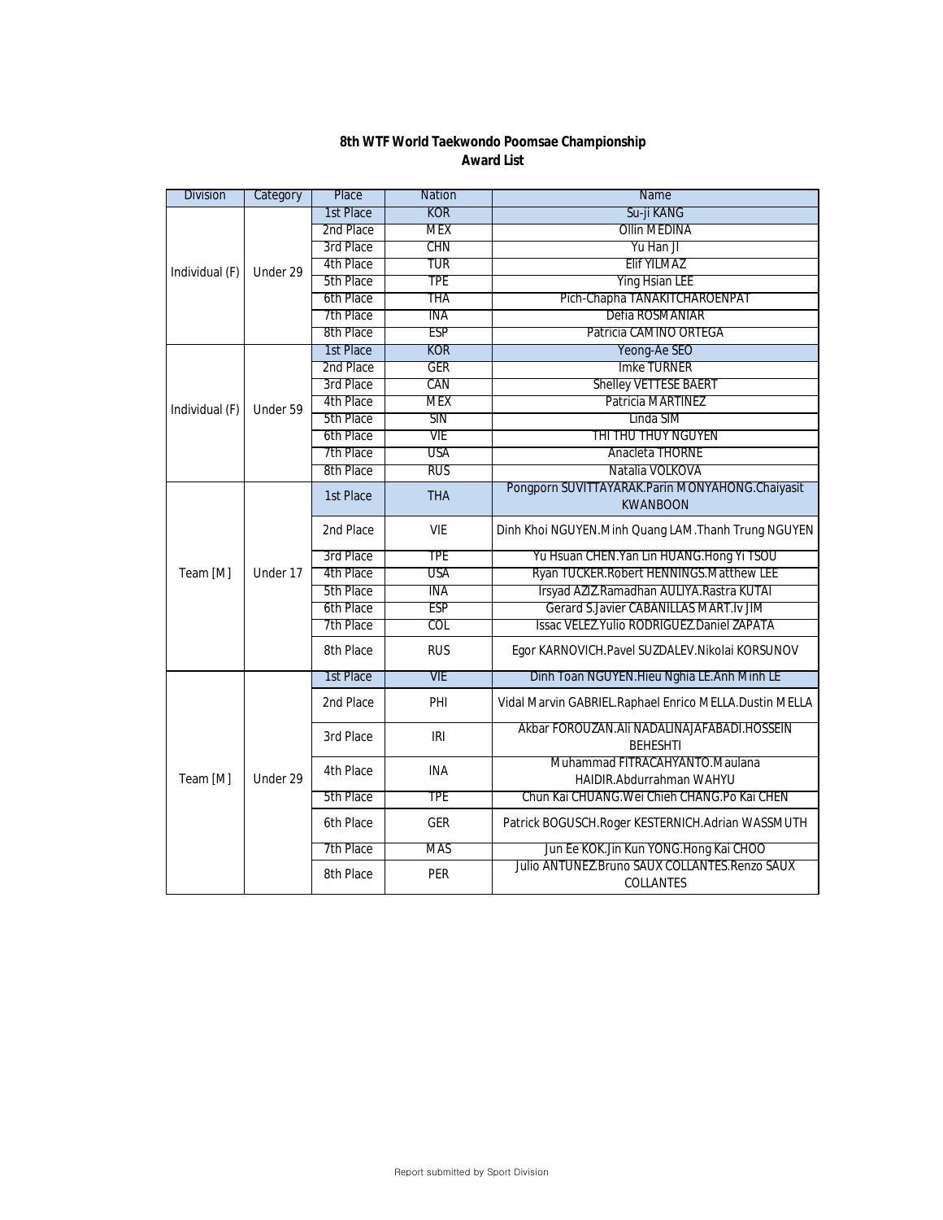**8th WTF World Taekwondo Poomsae Championship**
**Award List**

| Division | Category | Place | Nation | Name |
|---|---|---|---|---|
| Individual (F) | Under 29 | 1st Place | KOR | Su-ji KANG |
| | | 2nd Place | MEX | Ollin MEDINA |
| | | 3rd Place | CHN | Yu Han JI |
| | | 4th Place | TUR | Elif YILMAZ |
| | | 5th Place | TPE | Ying Hsian LEE |
| | | 6th Place | THA | Pich-Chapha TANAKITCHAROENPAT |
| | | 7th Place | INA | Defia ROSMANIAR |
| | | 8th Place | ESP | Patricia CAMINO ORTEGA |
| Individual (F) | Under 59 | 1st Place | KOR | Yeong-Ae SEO |
| | | 2nd Place | GER | Imke TURNER |
| | | 3rd Place | CAN | Shelley VETTESE BAERT |
| | | 4th Place | MEX | Patricia MARTINEZ |
| | | 5th Place | SIN | Linda SIM |
| | | 6th Place | VIE | THI THU THUY NGUYEN |
| | | 7th Place | USA | Anacleta THORNE |
| | | 8th Place | RUS | Natalia VOLKOVA |
| Team [M] | Under 17 | 1st Place | THA | Pongporn SUVITTAYARAK.Parin MONYAHONG.Chaiyasit KWANBOON |
| | | 2nd Place | VIE | Dinh Khoi NGUYEN.Minh Quang LAM.Thanh Trung NGUYEN |
| | | 3rd Place | TPE | Yu Hsuan CHEN.Yan Lin HUANG.Hong Yi TSOU |
| | | 4th Place | USA | Ryan TUCKER.Robert HENNINGS.Matthew LEE |
| | | 5th Place | INA | Irsyad AZIZ.Ramadhan AULIYA.Rastra KUTAI |
| | | 6th Place | ESP | Gerard S.Javier CABANILLAS MART.Iv JIM |
| | | 7th Place | COL | Issac VELEZ.Yulio RODRIGUEZ.Daniel ZAPATA |
| | | 8th Place | RUS | Egor KARNOVICH.Pavel SUZDALEV.Nikolai KORSUNOV |
| Team [M] | Under 29 | 1st Place | VIE | Dinh Toan NGUYEN.Hieu Nghia LE.Anh Minh LE |
| | | 2nd Place | PHI | Vidal Marvin GABRIEL.Raphael Enrico MELLA.Dustin MELLA |
| | | 3rd Place | IRI | Akbar FOROUZAN.Ali NADALINAJAFABADI.HOSSEIN BEHESHTI |
| | | 4th Place | INA | Muhammad FITRACAHYANTO.Maulana HAIDIR.Abdurrahman WAHYU |
| | | 5th Place | TPE | Chun Kai CHUANG.Wei Chieh CHANG.Po Kai CHEN |
| | | 6th Place | GER | Patrick BOGUSCH.Roger KESTERNICH.Adrian WASSMUTH |
| | | 7th Place | MAS | Jun Ee KOK.Jin Kun YONG.Hong Kai CHOO |
| | | 8th Place | PER | Julio ANTUNEZ.Bruno SAUX COLLANTES.Renzo SAUX COLLANTES |

Report submitted by Sport Division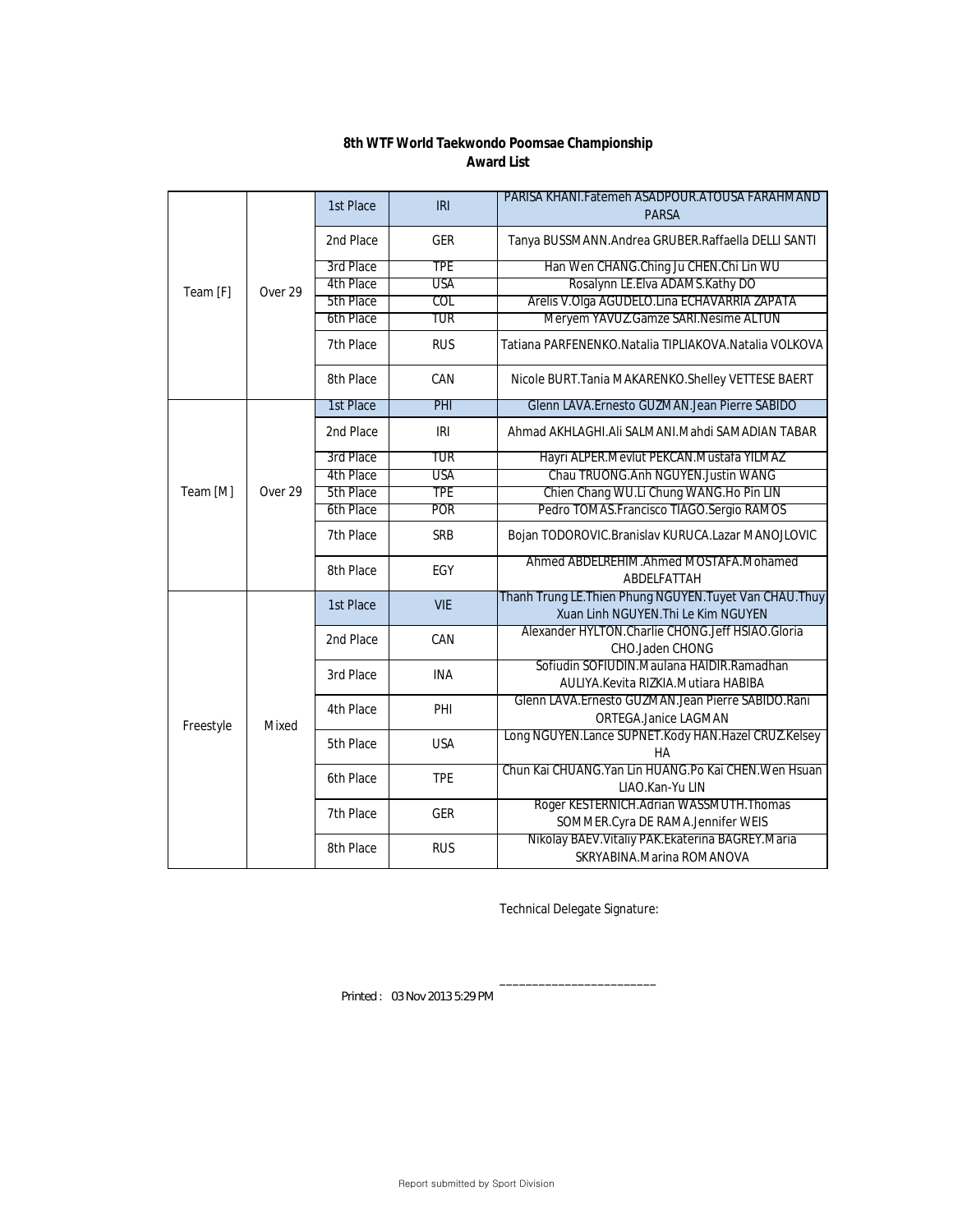**8th WTF World Taekwondo Poomsae Championship**
**Award List**

| | | | | |
|---|---|---|---|---|
| Team [F] | Over 29 | 1st Place | IRI | PARISA KHANI.Fatemeh ASADPOUR.ATOUSA FARAHMAND PARSA |
| | | 2nd Place | GER | Tanya BUSSMANN.Andrea GRUBER.Raffaella DELLI SANTI |
| | | 3rd Place | TPE | Han Wen CHANG.Ching Ju CHEN.Chi Lin WU |
| | | 4th Place | USA | Rosalynn LE.Elva ADAMS.Kathy DO |
| | | 5th Place | COL | Arelis V.Olga AGUDELO.Lina ECHAVARRIA ZAPATA |
| | | 6th Place | TUR | Meryem YAVUZ.Gamze SARI.Nesime ALTUN |
| | | 7th Place | RUS | Tatiana PARFENENKO.Natalia TIPLIAKOVA.Natalia VOLKOVA |
| | | 8th Place | CAN | Nicole BURT.Tania MAKARENKO.Shelley VETTESE BAERT |
| Team [M] | Over 29 | 1st Place | PHI | Glenn LAVA.Ernesto GUZMAN.Jean Pierre SABIDO |
| | | 2nd Place | IRI | Ahmad AKHLAGHI.Ali SALMANI.Mahdi SAMADIAN TABAR |
| | | 3rd Place | TUR | Hayri ALPER.Mevlut PEKCAN.Mustafa YILMAZ |
| | | 4th Place | USA | Chau TRUONG.Anh NGUYEN.Justin WANG |
| | | 5th Place | TPE | Chien Chang WU.Li Chung WANG.Ho Pin LIN |
| | | 6th Place | POR | Pedro TOMAS.Francisco TIAGO.Sergio RAMOS |
| | | 7th Place | SRB | Bojan TODOROVIC.Branislav KURUCA.Lazar MANOJLOVIC |
| | | 8th Place | EGY | Ahmed ABDELREHIM.Ahmed MOSTAFA.Mohamed ABDELFATTAH |
| Freestyle | Mixed | 1st Place | VIE | Thanh Trung LE.Thien Phung NGUYEN.Tuyet Van CHAU.Thuy Xuan Linh NGUYEN.Thi Le Kim NGUYEN |
| | | 2nd Place | CAN | Alexander HYLTON.Charlie CHONG.Jeff HSIAO.Gloria CHO.Jaden CHONG |
| | | 3rd Place | INA | Sofiudin SOFIUDIN.Maulana HAIDIR.Ramadhan AULIYA.Kevita RIZKIA.Mutiara HABIBA |
| | | 4th Place | PHI | Glenn LAVA.Ernesto GUZMAN.Jean Pierre SABIDO.Rani ORTEGA.Janice LAGMAN |
| | | 5th Place | USA | Long NGUYEN.Lance SUPNET.Kody HAN.Hazel CRUZ.Kelsey HA |
| | | 6th Place | TPE | Chun Kai CHUANG.Yan Lin HUANG.Po Kai CHEN.Wen Hsuan LIAO.Kan-Yu LIN |
| | | 7th Place | GER | Roger KESTERNICH.Adrian WASSMUTH.Thomas SOMMER.Cyra DE RAMA.Jennifer WEIS |
| | | 8th Place | RUS | Nikolay BAEV.Vitaliy PAK.Ekaterina BAGREY.Maria SKRYABINA.Marina ROMANOVA |

Technical Delegate Signature:

________________________

Printed : 03 Nov 2013 5:29 PM

Report submitted by Sport Division